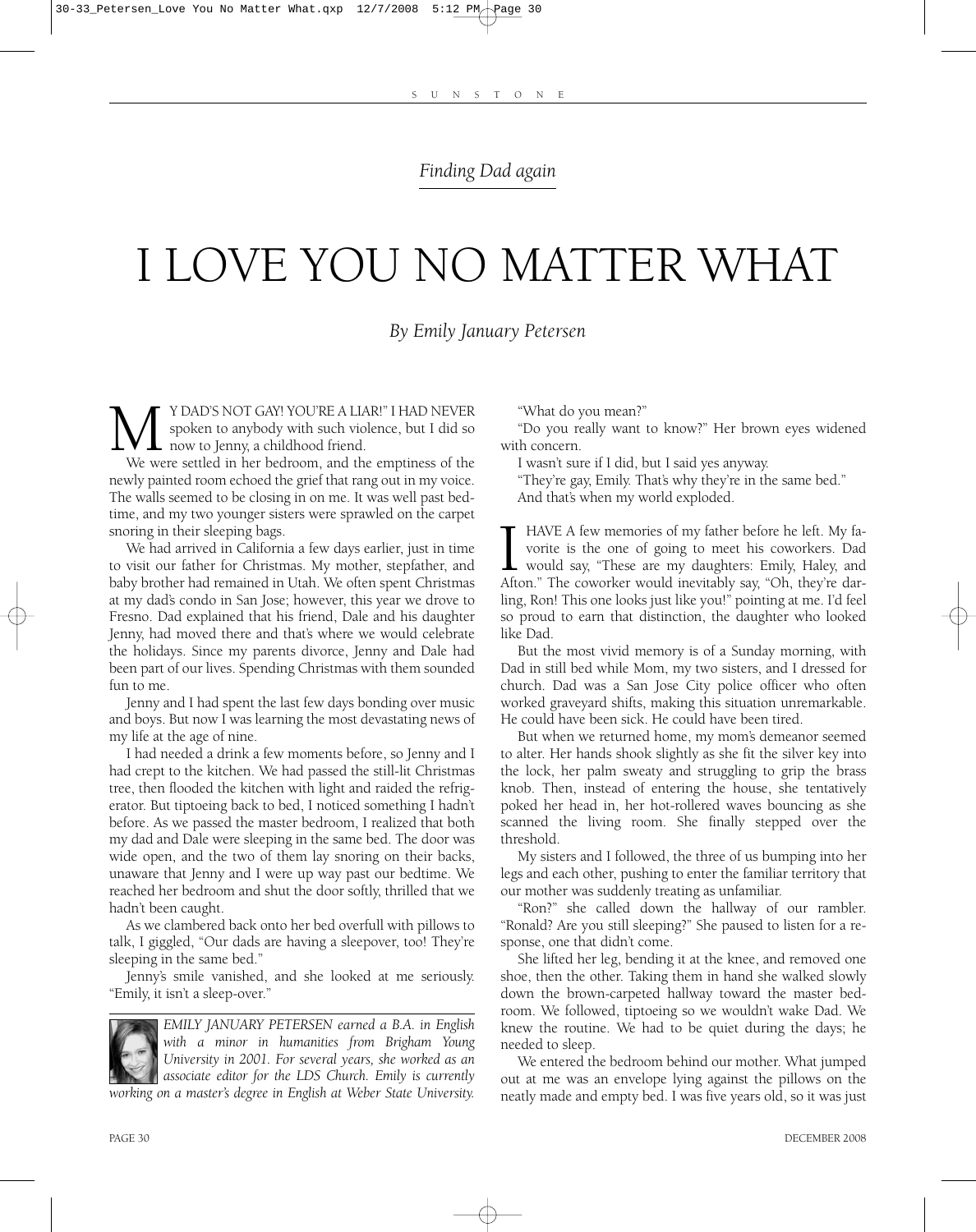*Finding Dad again*

# I LOVE YOU NO MATTER WHAT

*By Emily January Petersen*

"MY DAD'S NOT GAY! YOU'RE A LIAR!" I HAD NEVER spoken to anybody with such violence, but I did so now to Jenny, a childhood friend.

We were settled in her bedroom, and the emptiness of the newly painted room echoed the grief that rang out in my voice. The walls seemed to be closing in on me. It was well past bedtime, and my two younger sisters were sprawled on the carpet snoring in their sleeping bags.

We had arrived in California a few days earlier, just in time to visit our father for Christmas. My mother, stepfather, and baby brother had remained in Utah. We often spent Christmas at my dad's condo in San Jose; however, this year we drove to Fresno. Dad explained that his friend, Dale and his daughter Jenny, had moved there and that's where we would celebrate the holidays. Since my parents divorce, Jenny and Dale had been part of our lives. Spending Christmas with them sounded fun to me.

Jenny and I had spent the last few days bonding over music and boys. But now I was learning the most devastating news of my life at the age of nine.

I had needed a drink a few moments before, so Jenny and I had crept to the kitchen. We had passed the still-lit Christmas tree, then flooded the kitchen with light and raided the refrigerator. But tiptoeing back to bed, I noticed something I hadn't before. As we passed the master bedroom, I realized that both my dad and Dale were sleeping in the same bed. The door was wide open, and the two of them lay snoring on their backs, unaware that Jenny and I were up way past our bedtime. We reached her bedroom and shut the door softly, thrilled that we hadn't been caught.

As we clambered back onto her bed overfull with pillows to talk, I giggled, "Our dads are having a sleepover, too! They're sleeping in the same bed."

Jenny's smile vanished, and she looked at me seriously. "Emily, it isn't a sleep-over."

"What do you mean?"

"Do you really want to know?" Her brown eyes widened with concern.

I wasn't sure if I did, but I said yes anyway.

"They're gay, Emily. That's why they're in the same bed."

And that's when my world exploded.

I HAVE A few memories of my father before he left. My favorite is the one of going to meet his coworkers. Dad would say, "These are my daughters: Emily, Haley, and Afton." The coworker would inevitably say, "Oh, they're darling, Ron! This one looks just like you!" pointing at me. I'd feel so proud to earn that distinction, the daughter who looked like Dad.

But the most vivid memory is of a Sunday morning, with Dad in still bed while Mom, my two sisters, and I dressed for church. Dad was a San Jose City police officer who often worked graveyard shifts, making this situation unremarkable. He could have been sick. He could have been tired.

But when we returned home, my mom's demeanor seemed to alter. Her hands shook slightly as she fit the silver key into the lock, her palm sweaty and struggling to grip the brass knob. Then, instead of entering the house, she tentatively poked her head in, her hot-rollered waves bouncing as she scanned the living room. She finally stepped over the threshold.

My sisters and I followed, the three of us bumping into her legs and each other, pushing to enter the familiar territory that our mother was suddenly treating as unfamiliar.

"Ron?" she called down the hallway of our rambler. "Ronald? Are you still sleeping?" She paused to listen for a response, one that didn't come.

She lifted her leg, bending it at the knee, and removed one shoe, then the other. Taking them in hand she walked slowly down the brown-carpeted hallway toward the master bedroom. We followed, tiptoeing so we wouldn't wake Dad. We knew the routine. We had to be quiet during the days; he needed to sleep.

We entered the bedroom behind our mother. What jumped out at me was an envelope lying against the pillows on the neatly made and empty bed. I was five years old, so it was just

*EMILY JANUARY PETERSEN earned a B.A. in English with a minor in humanities from Brigham Young University in 2001. For several years, she worked as an associate editor for the LDS Church. Emily is currently working on a master's degree in English at Weber State University.*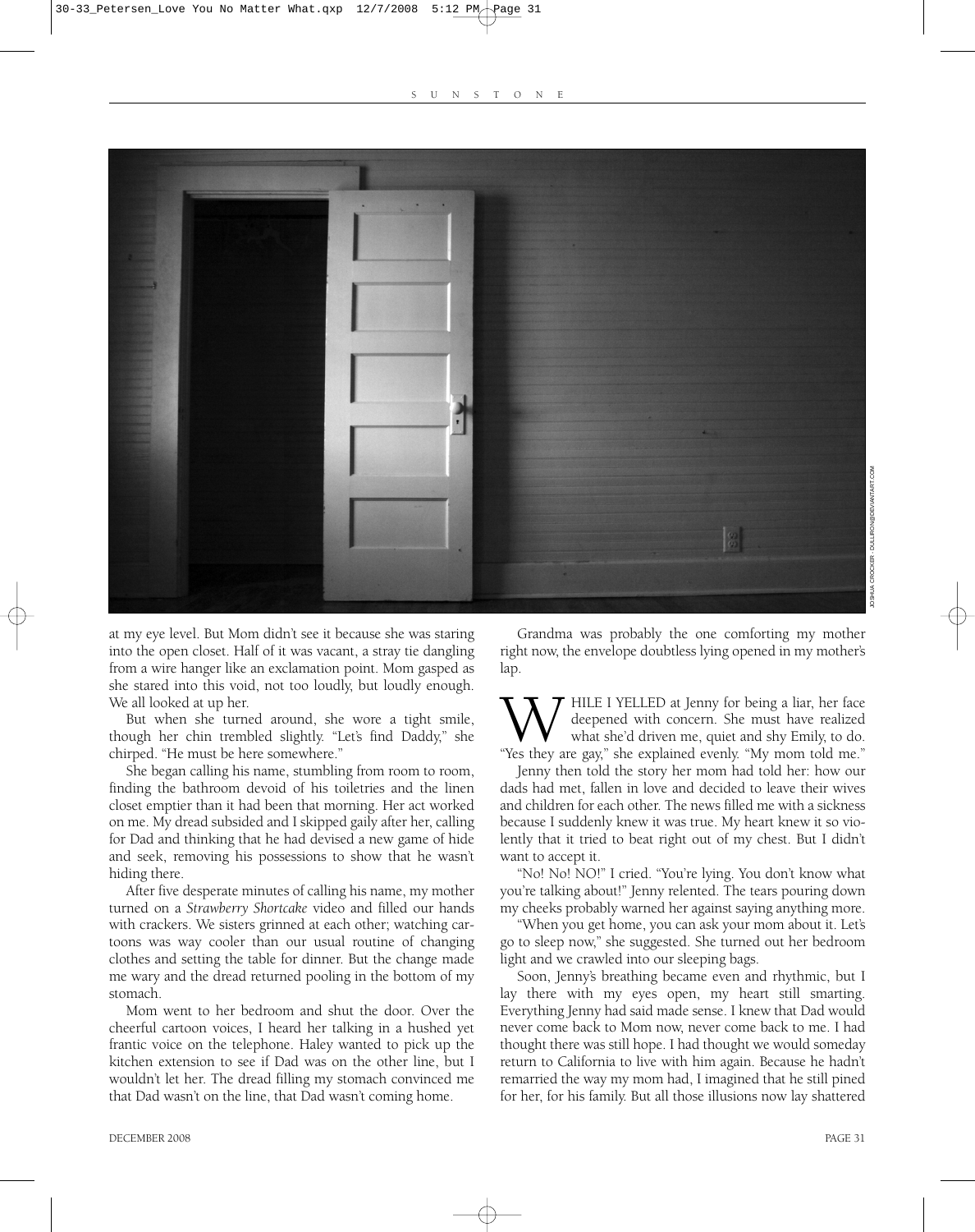at my eye level. But Mom didn't see it because she was staring into the open closet. Half of it was vacant, a stray tie dangling from a wire hanger like an exclamation point. Mom gasped as she stared into this void, not too loudly, but loudly enough. We all looked at up her.

But when she turned around, she wore a tight smile, though her chin trembled slightly. "Let's find Daddy," she chirped. "He must be here somewhere."

She began calling his name, stumbling from room to room, finding the bathroom devoid of his toiletries and the linen closet emptier than it had been that morning. Her act worked on me. My dread subsided and I skipped gaily after her, calling for Dad and thinking that he had devised a new game of hide and seek, removing his possessions to show that he wasn't hiding there.

After five desperate minutes of calling his name, my mother turned on a *Strawberry Shortcake* video and filled our hands with crackers. We sisters grinned at each other; watching cartoons was way cooler than our usual routine of changing clothes and setting the table for dinner. But the change made me wary and the dread returned pooling in the bottom of my stomach.

Mom went to her bedroom and shut the door. Over the cheerful cartoon voices, I heard her talking in a hushed yet frantic voice on the telephone. Haley wanted to pick up the kitchen extension to see if Dad was on the other line, but I wouldn't let her. The dread filling my stomach convinced me that Dad wasn't on the line, that Dad wasn't coming home.

Grandma was probably the one comforting my mother right now, the envelope doubtless lying opened in my mother's lap.

WHILE I YELLED at Jenny for being a liar, her face deepened with concern. She must have realized what she'd driven me, quiet and shy Emily, to do. "Yes they are gay," she explained evenly. "My mom told me."

Jenny then told the story her mom had told her: how our dads had met, fallen in love and decided to leave their wives and children for each other. The news filled me with a sickness because I suddenly knew it was true. My heart knew it so violently that it tried to beat right out of my chest. But I didn't want to accept it.

"No! No! NO!" I cried. "You're lying. You don't know what you're talking about!" Jenny relented. The tears pouring down my cheeks probably warned her against saying anything more.

"When you get home, you can ask your mom about it. Let's go to sleep now," she suggested. She turned out her bedroom light and we crawled into our sleeping bags.

Soon, Jenny's breathing became even and rhythmic, but I lay there with my eyes open, my heart still smarting. Everything Jenny had said made sense. I knew that Dad would never come back to Mom now, never come back to me. I had thought there was still hope. I had thought we would someday return to California to live with him again. Because he hadn't remarried the way my mom had, I imagined that he still pined for her, for his family. But all those illusions now lay shattered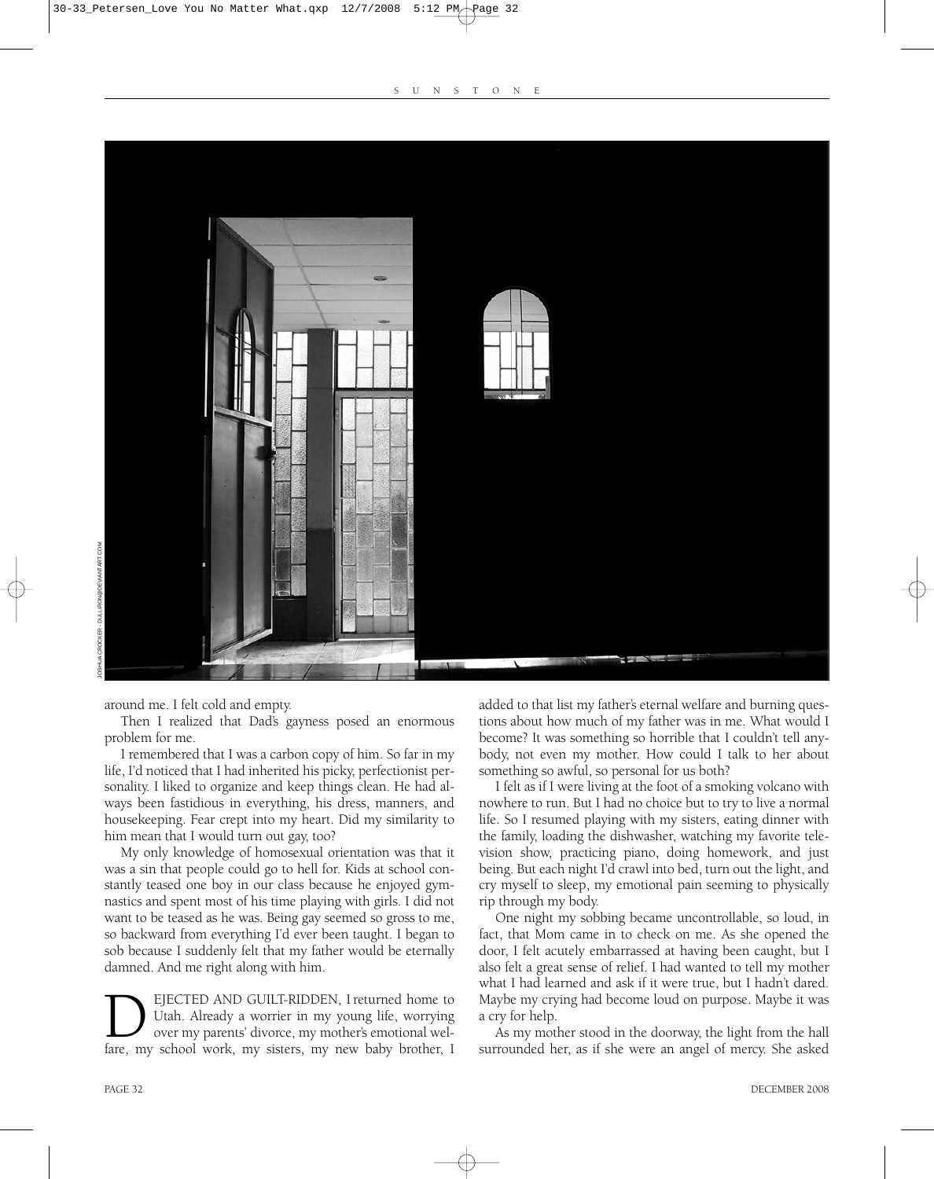around me. I felt cold and empty.

Then I realized that Dad's gayness posed an enormous problem for me.

I remembered that I was a carbon copy of him. So far in my life, I'd noticed that I had inherited his picky, perfectionist personality. I liked to organize and keep things clean. He had always been fastidious in everything, his dress, manners, and housekeeping. Fear crept into my heart. Did my similarity to him mean that I would turn out gay, too?

My only knowledge of homosexual orientation was that it was a sin that people could go to hell for. Kids at school constantly teased one boy in our class because he enjoyed gymnastics and spent most of his time playing with girls. I did not want to be teased as he was. Being gay seemed so gross to me, so backward from everything I'd ever been taught. I began to sob because I suddenly felt that my father would be eternally damned. And me right along with him.

DEJECTED AND GUILT-RIDDEN, I returned home to Utah. Already a worrier in my young life, worrying over my parents' divorce, my mother's emotional welfare, my school work, my sisters, my new baby brother, I added to that list my father's eternal welfare and burning questions about how much of my father was in me. What would I become? It was something so horrible that I couldn't tell anybody, not even my mother. How could I talk to her about something so awful, so personal for us both?

I felt as if I were living at the foot of a smoking volcano with nowhere to run. But I had no choice but to try to live a normal life. So I resumed playing with my sisters, eating dinner with the family, loading the dishwasher, watching my favorite television show, practicing piano, doing homework, and just being. But each night I'd crawl into bed, turn out the light, and cry myself to sleep, my emotional pain seeming to physically rip through my body.

One night my sobbing became uncontrollable, so loud, in fact, that Mom came in to check on me. As she opened the door, I felt acutely embarrassed at having been caught, but I also felt a great sense of relief. I had wanted to tell my mother what I had learned and ask if it were true, but I hadn't dared. Maybe my crying had become loud on purpose. Maybe it was a cry for help.

As my mother stood in the doorway, the light from the hall surrounded her, as if she were an angel of mercy. She asked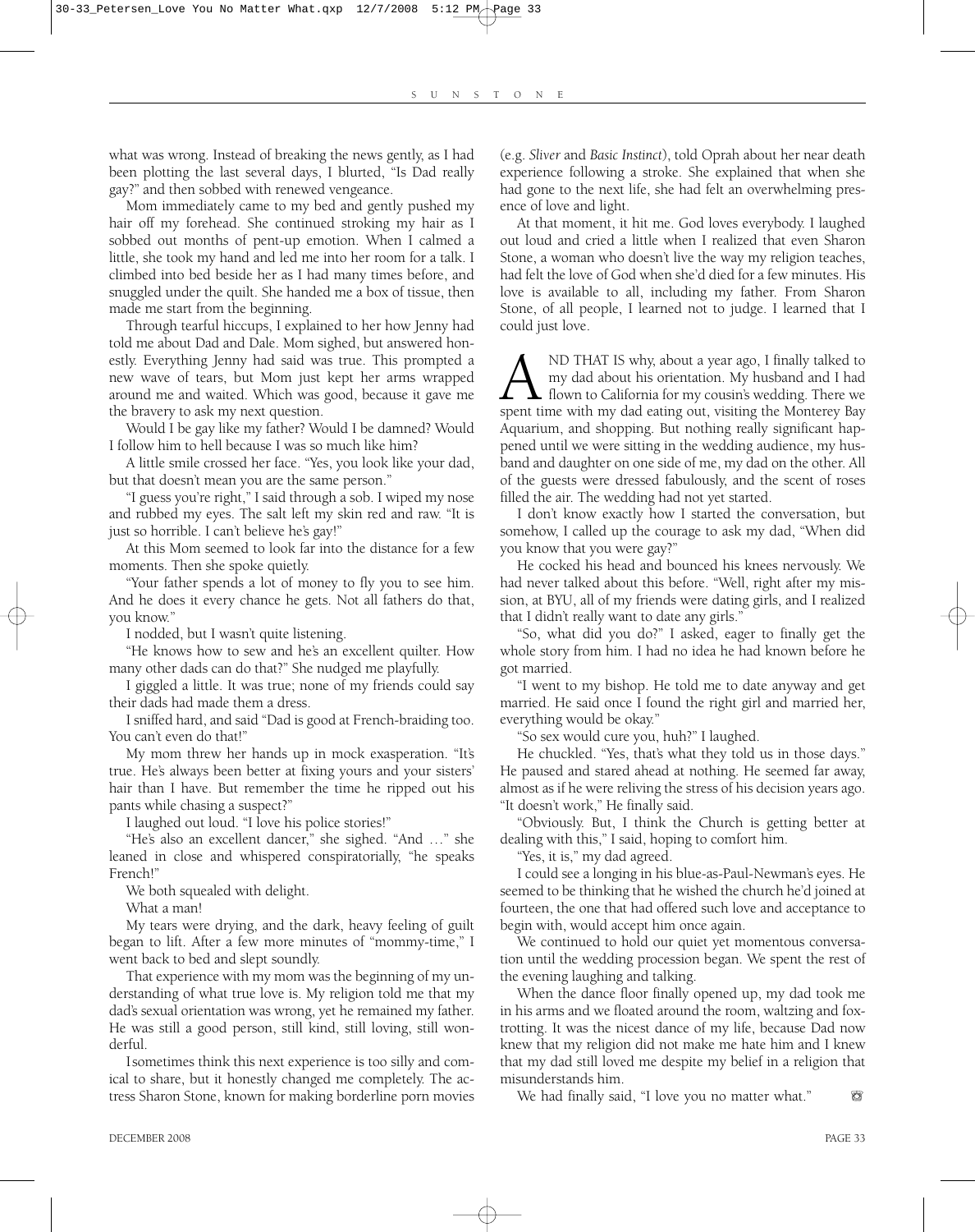what was wrong. Instead of breaking the news gently, as I had been plotting the last several days, I blurted, "Is Dad really gay?" and then sobbed with renewed vengeance.

Mom immediately came to my bed and gently pushed my hair off my forehead. She continued stroking my hair as I sobbed out months of pent-up emotion. When I calmed a little, she took my hand and led me into her room for a talk. I climbed into bed beside her as I had many times before, and snuggled under the quilt. She handed me a box of tissue, then made me start from the beginning.

Through tearful hiccups, I explained to her how Jenny had told me about Dad and Dale. Mom sighed, but answered honestly. Everything Jenny had said was true. This prompted a new wave of tears, but Mom just kept her arms wrapped around me and waited. Which was good, because it gave me the bravery to ask my next question.

Would I be gay like my father? Would I be damned? Would I follow him to hell because I was so much like him?

A little smile crossed her face. "Yes, you look like your dad, but that doesn't mean you are the same person."

"I guess you're right," I said through a sob. I wiped my nose and rubbed my eyes. The salt left my skin red and raw. "It is just so horrible. I can't believe he's gay!"

At this Mom seemed to look far into the distance for a few moments. Then she spoke quietly.

"Your father spends a lot of money to fly you to see him. And he does it every chance he gets. Not all fathers do that, you know."

I nodded, but I wasn't quite listening.

"He knows how to sew and he's an excellent quilter. How many other dads can do that?" She nudged me playfully.

I giggled a little. It was true; none of my friends could say their dads had made them a dress.

I sniffed hard, and said "Dad is good at French-braiding too. You can't even do that!"

My mom threw her hands up in mock exasperation. "It's true. He's always been better at fixing yours and your sisters' hair than I have. But remember the time he ripped out his pants while chasing a suspect?"

I laughed out loud. "I love his police stories!"

"He's also an excellent dancer," she sighed. "And …" she leaned in close and whispered conspiratorially, "he speaks French!"

We both squealed with delight.

What a man!

My tears were drying, and the dark, heavy feeling of guilt began to lift. After a few more minutes of "mommy-time," I went back to bed and slept soundly.

That experience with my mom was the beginning of my understanding of what true love is. My religion told me that my dad's sexual orientation was wrong, yet he remained my father. He was still a good person, still kind, still loving, still wonderful.

I sometimes think this next experience is too silly and comical to share, but it honestly changed me completely. The actress Sharon Stone, known for making borderline porn movies (e.g. *Sliver* and *Basic Instinct*), told Oprah about her near death experience following a stroke. She explained that when she had gone to the next life, she had felt an overwhelming presence of love and light.

At that moment, it hit me. God loves everybody. I laughed out loud and cried a little when I realized that even Sharon Stone, a woman who doesn't live the way my religion teaches, had felt the love of God when she'd died for a few minutes. His love is available to all, including my father. From Sharon Stone, of all people, I learned not to judge. I learned that I could just love.

AND THAT IS why, about a year ago, I finally talked to my dad about his orientation. My husband and I had flown to California for my cousin's wedding. There we spent time with my dad eating out, visiting the Monterey Bay Aquarium, and shopping. But nothing really significant happened until we were sitting in the wedding audience, my husband and daughter on one side of me, my dad on the other. All of the guests were dressed fabulously, and the scent of roses filled the air. The wedding had not yet started.

I don't know exactly how I started the conversation, but somehow, I called up the courage to ask my dad, "When did you know that you were gay?"

He cocked his head and bounced his knees nervously. We had never talked about this before. "Well, right after my mission, at BYU, all of my friends were dating girls, and I realized that I didn't really want to date any girls."

"So, what did you do?" I asked, eager to finally get the whole story from him. I had no idea he had known before he got married.

"I went to my bishop. He told me to date anyway and get married. He said once I found the right girl and married her, everything would be okay."

"So sex would cure you, huh?" I laughed.

He chuckled. "Yes, that's what they told us in those days." He paused and stared ahead at nothing. He seemed far away, almost as if he were reliving the stress of his decision years ago. "It doesn't work," He finally said.

"Obviously. But, I think the Church is getting better at dealing with this," I said, hoping to comfort him.

"Yes, it is," my dad agreed.

I could see a longing in his blue-as-Paul-Newman's eyes. He seemed to be thinking that he wished the church he'd joined at fourteen, the one that had offered such love and acceptance to begin with, would accept him once again.

We continued to hold our quiet yet momentous conversation until the wedding procession began. We spent the rest of the evening laughing and talking.

When the dance floor finally opened up, my dad took me in his arms and we floated around the room, waltzing and foxtrotting. It was the nicest dance of my life, because Dad now knew that my religion did not make me hate him and I knew that my dad still loved me despite my belief in a religion that misunderstands him.

We had finally said, "I love you no matter what."